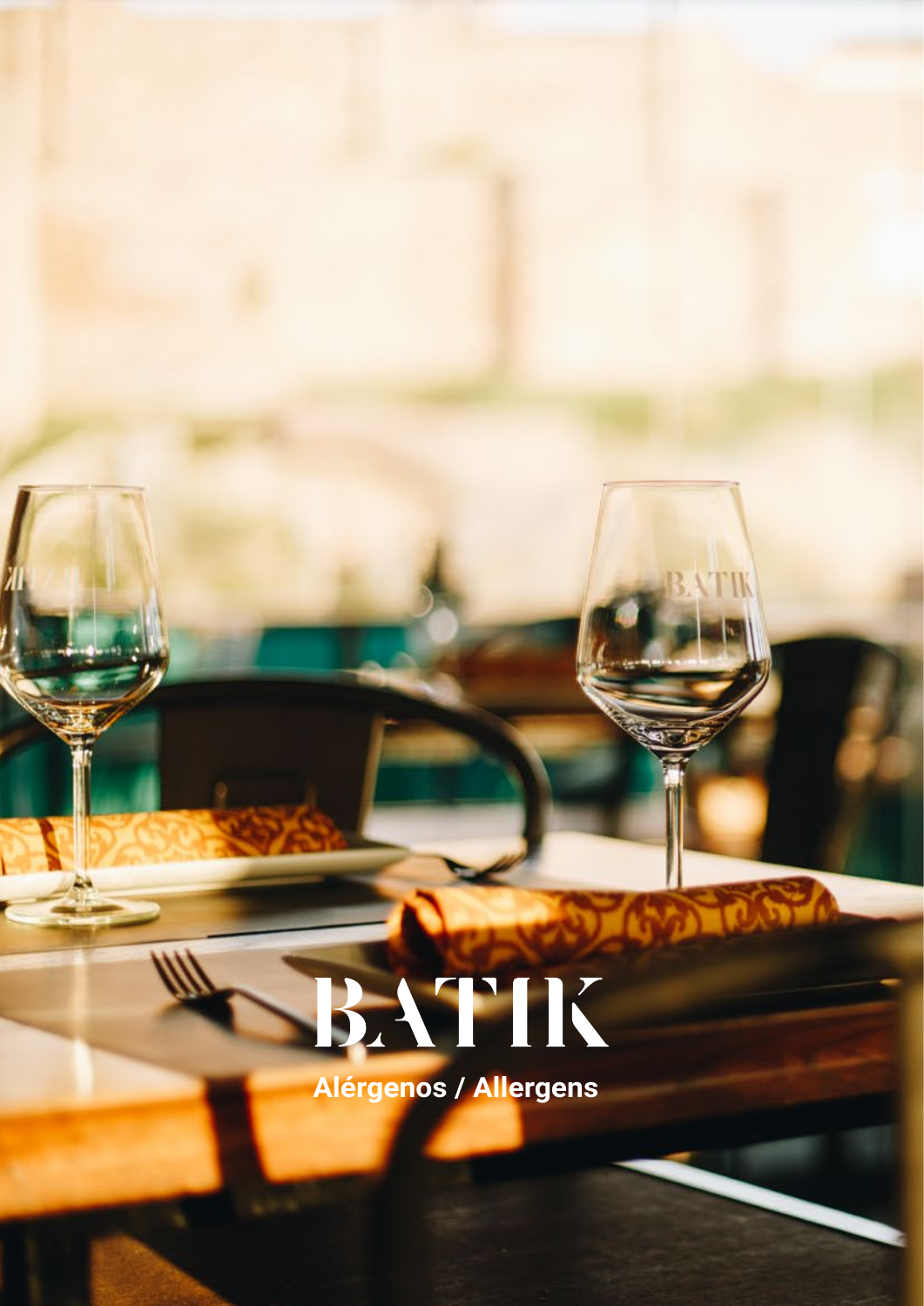# BATIK

**Alérgenos / Allergens**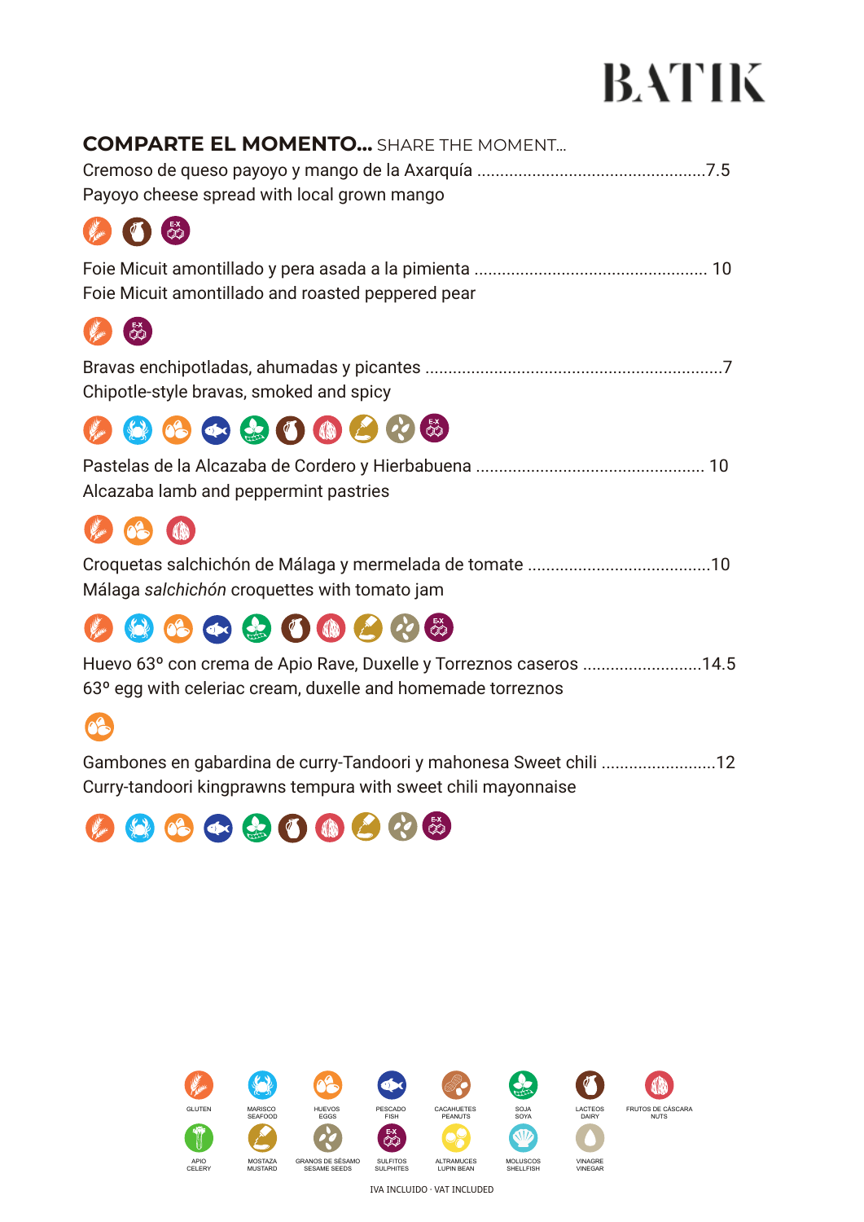# BATIK

## COMPARTE EL MOMENTO... SHARE THE MOMENT...

Cremoso de queso payoyo y mango de la Axarquía ................................................7.5
Payoyo cheese spread with local grown mango

Foie Micuit amontillado y pera asada a la pimienta ................................................ 10
Foie Micuit amontillado and roasted peppered pear

Bravas enchipotladas, ahumadas y picantes ...............................................................7
Chipotle-style bravas, smoked and spicy

Pastelas de la Alcazaba de Cordero y Hierbabuena ................................................ 10
Alcazaba lamb and peppermint pastries

Croquetas salchichón de Málaga y mermelada de tomate .......................................10
Málaga *salchichón* croquettes with tomato jam

Huevo 63º con crema de Apio Rave, Duxelle y Torreznos caseros .........................14.5
63º egg with celeriac cream, duxelle and homemade torreznos

Gambones en gabardina de curry-Tandoori y mahonesa Sweet chili .........................12
Curry-tandoori kingprawns tempura with sweet chili mayonnaise

GLUTEN · MARISCO SEAFOOD · HUEVOS EGGS · PESCADO FISH · CACAHUETES PEANUTS · SOJA SOYA · LACTEOS DAIRY · FRUTOS DE CÁSCARA NUTS · APIO CELERY · MOSTAZA MUSTARD · GRANOS DE SÉSAMO SESAME SEEDS · SULFITOS SULPHITES · ALTRAMUCES LUPIN BEAN · MOLUSCOS SHELLFISH · VINAGRE VINEGAR

IVA INCLUIDO · VAT INCLUDED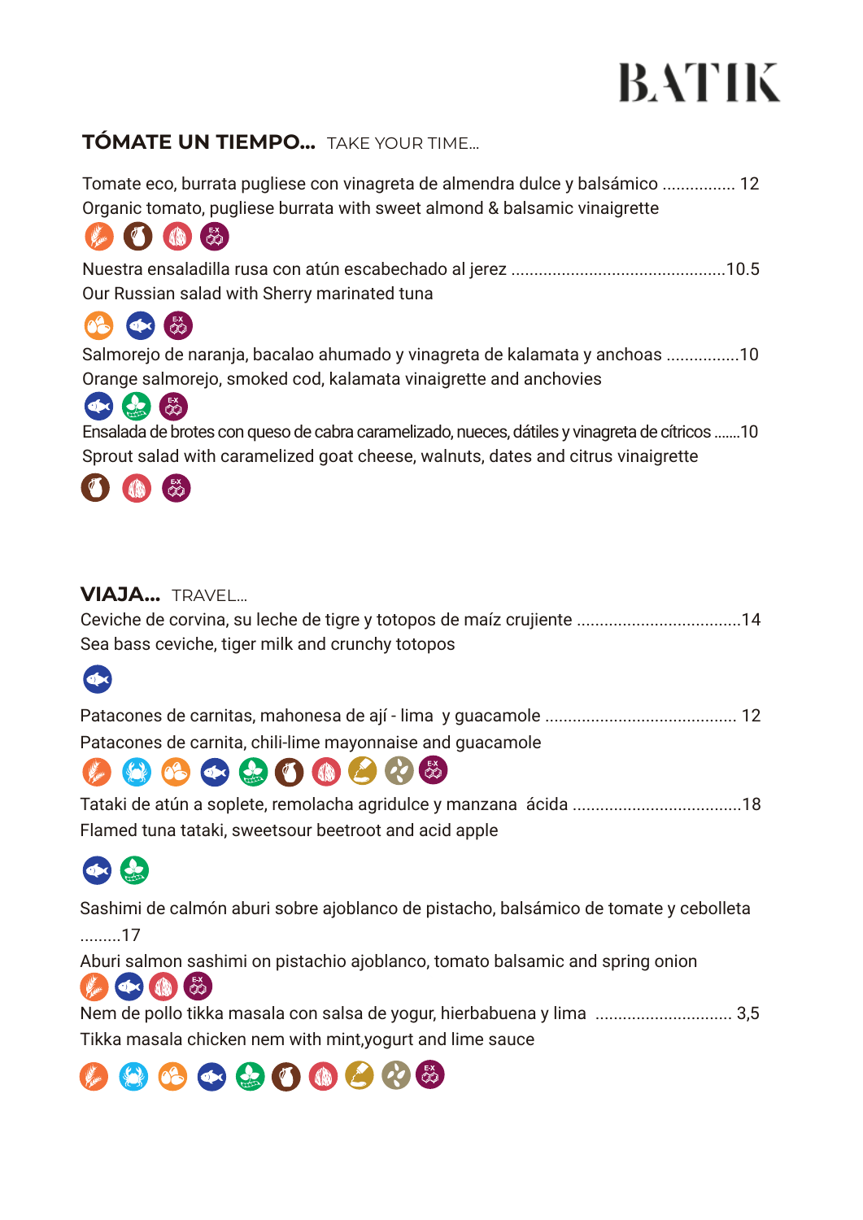# BATIK

## TÓMATE UN TIEMPO... TAKE YOUR TIME...

Tomate eco, burrata pugliese con vinagreta de almendra dulce y balsámico ................ 12
Organic tomato, pugliese burrata with sweet almond & balsamic vinaigrette

Nuestra ensaladilla rusa con atún escabechado al jerez ..............................................10.5
Our Russian salad with Sherry marinated tuna

Salmorejo de naranja, bacalao ahumado y vinagreta de kalamata y anchoas ................10
Orange salmorejo, smoked cod, kalamata vinaigrette and anchovies

Ensalada de brotes con queso de cabra caramelizado, nueces, dátiles y vinagreta de cítricos .......10
Sprout salad with caramelized goat cheese, walnuts, dates and citrus vinaigrette

## VIAJA... TRAVEL...

Ceviche de corvina, su leche de tigre y totopos de maíz crujiente ...................................14
Sea bass ceviche, tiger milk and crunchy totopos

Patacones de carnitas, mahonesa de ají - lima y guacamole ......................................... 12
Patacones de carnita, chili-lime mayonnaise and guacamole

Tataki de atún a soplete, remolacha agridulce y manzana ácida ....................................18
Flamed tuna tataki, sweetsour beetroot and acid apple

Sashimi de calmón aburi sobre ajoblanco de pistacho, balsámico de tomate y cebolleta .........17
Aburi salmon sashimi on pistachio ajoblanco, tomato balsamic and spring onion

Nem de pollo tikka masala con salsa de yogur, hierbabuena y lima ............................. 3,5
Tikka masala chicken nem with mint,yogurt and lime sauce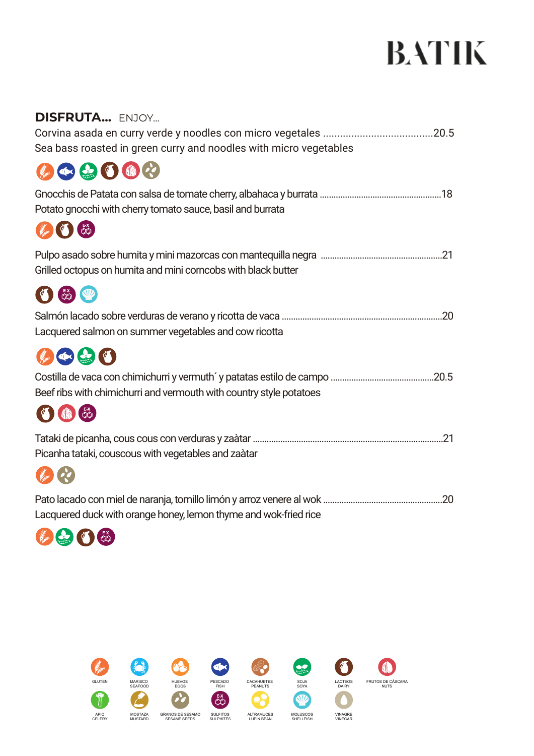# BATIK

## **DISFRUTA...** ENJOY...

Corvina asada en curry verde y noodles con micro vegetales .......................................20.5
Sea bass roasted in green curry and noodles with micro vegetables

Gnocchis de Patata con salsa de tomate cherry, albahaca y burrata ....................................................18
Potato gnocchi with cherry tomato sauce, basil and burrata

Pulpo asado sobre humita y mini mazorcas con mantequilla negra ....................................................21
Grilled octopus on humita and mini corncobs with black butter

Salmón lacado sobre verduras de verano y ricotta de vaca ....................................................................20
Lacquered salmon on summer vegetables and cow ricotta

Costilla de vaca con chimichurri y vermuth´ y patatas estilo de campo ............................................20.5
Beef ribs with chimichurri and vermouth with country style potatoes

Tataki de picanha, cous cous con verduras y zaàtar ..................................................................................21
Picanha tataki, couscous with vegetables and zaàtar

Pato lacado con miel de naranja, tomillo limón y arroz venere al wok ...................................................20
Lacquered duck with orange honey, lemon thyme and wok-fried rice

GLUTEN · MARISCO SEAFOOD · HUEVOS EGGS · PESCADO FISH · CACAHUETES PEANUTS · SOJA SOYA · LACTEOS DAIRY · FRUTOS DE CÁSCARA NUTS

APIO CELERY · MOSTAZA MUSTARD · GRANOS DE SESAMO SESAME SEEDS · SULFITOS SULPHITES · ALTRAMUCES LUPIN BEAN · MOLUSCOS SHELLFISH · VINAGRE VINEGAR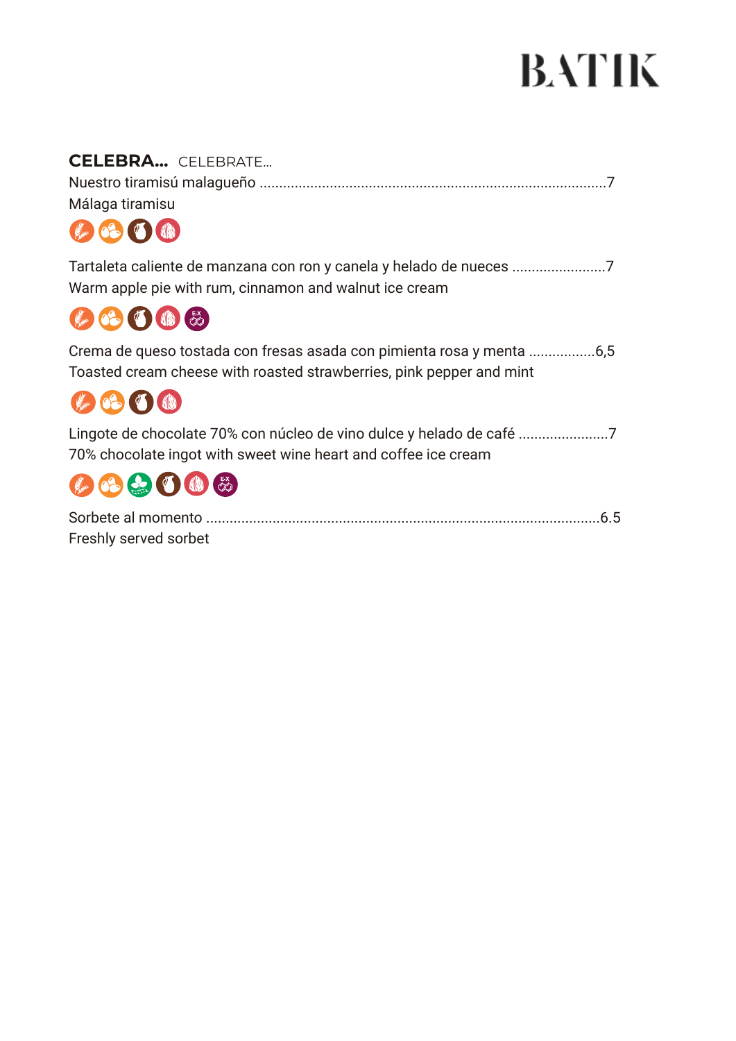# BATIK

## **CELEBRA...** CELEBRATE...

Nuestro tiramisú malagueño ........................................................................................7
Málaga tiramisu

Tartaleta caliente de manzana con ron y canela y helado de nueces ........................7
Warm apple pie with rum, cinnamon and walnut ice cream

Crema de queso tostada con fresas asada con pimienta rosa y menta .................6,5
Toasted cream cheese with roasted strawberries, pink pepper and mint

Lingote de chocolate 70% con núcleo de vino dulce y helado de café .......................7
70% chocolate ingot with sweet wine heart and coffee ice cream

Sorbete al momento ....................................................................................................6.5
Freshly served sorbet